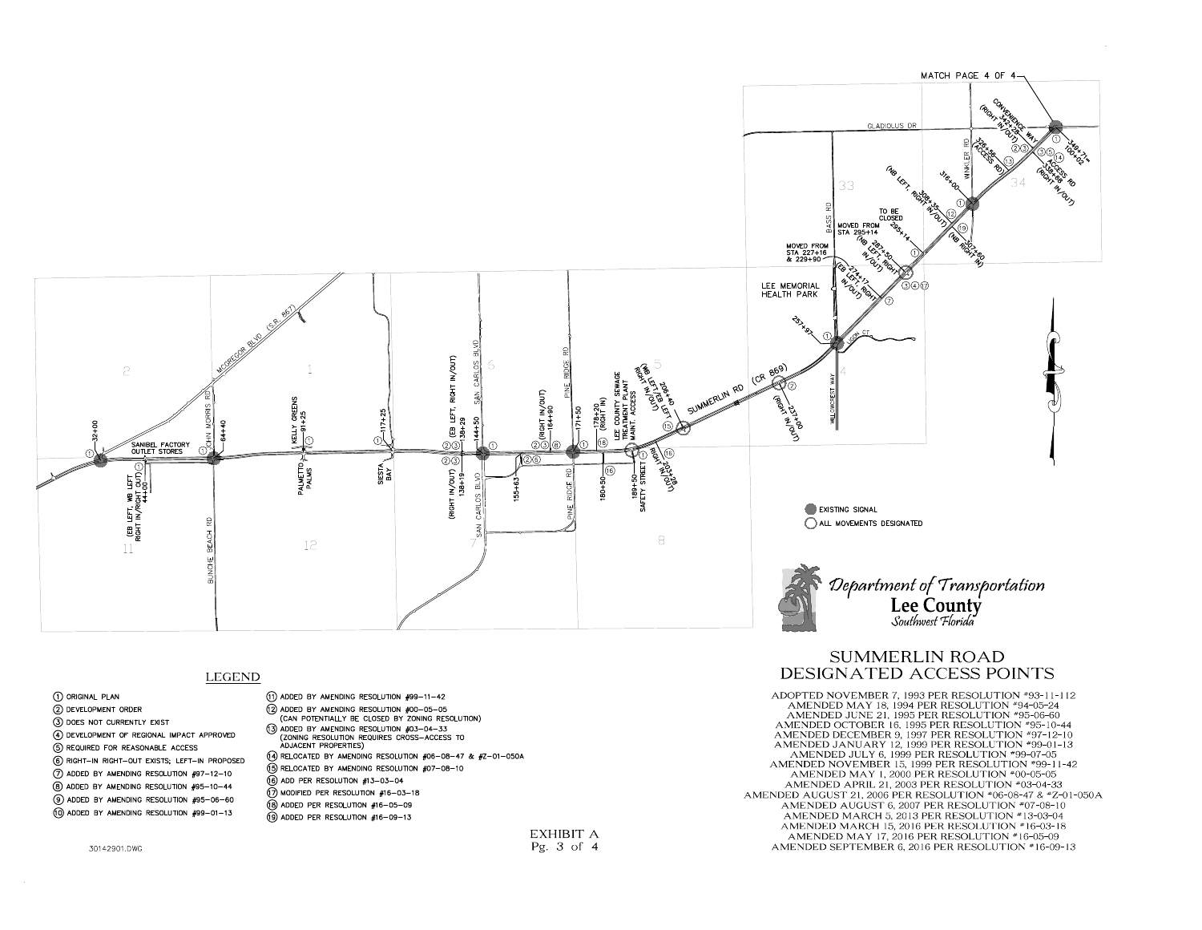MATCH PAGE 4 OF 4

# SUMMERLIN ROAD DESIGNATED ACCESS POINTS

*Department of Transportation*
**Lee County**
*Southwest Florida*

ADOPTED NOVEMBER 7, 1993 PER RESOLUTION #93-11-112
AMENDED MAY 18, 1994 PER RESOLUTION #94-05-24
AMENDED JUNE 21, 1995 PER RESOLUTION #95-06-60
AMENDED OCTOBER 16, 1995 PER RESOLUTION #95-10-44
AMENDED DECEMBER 9, 1997 PER RESOLUTION #97-12-10
AMENDED JANUARY 12, 1999 PER RESOLUTION #99-01-13
AMENDED JULY 6, 1999 PER RESOLUTION #99-07-05
AMENDED NOVEMBER 15, 1999 PER RESOLUTION #99-11-42
AMENDED MAY 1, 2000 PER RESOLUTION #00-05-05
AMENDED APRIL 21, 2003 PER RESOLUTION #03-04-33
AMENDED AUGUST 21, 2006 PER RESOLUTION #06-08-47 & #Z-01-050A
AMENDED AUGUST 6, 2007 PER RESOLUTION #07-08-10
AMENDED MARCH 5, 2013 PER RESOLUTION #13-03-04
AMENDED MARCH 15, 2016 PER RESOLUTION #16-03-18
AMENDED MAY 17, 2016 PER RESOLUTION #16-05-09
AMENDED SEPTEMBER 6, 2016 PER RESOLUTION #16-09-13

## LEGEND

1. ORIGINAL PLAN
2. DEVELOPMENT ORDER
3. DOES NOT CURRENTLY EXIST
4. DEVELOPMENT OF REGIONAL IMPACT APPROVED
5. REQUIRED FOR REASONABLE ACCESS
6. RIGHT-IN RIGHT-OUT EXISTS; LEFT-IN PROPOSED
7. ADDED BY AMENDING RESOLUTION #97-12-10
8. ADDED BY AMENDING RESOLUTION #95-10-44
9. ADDED BY AMENDING RESOLUTION #95-06-60
10. ADDED BY AMENDING RESOLUTION #99-01-13
11. ADDED BY AMENDING RESOLUTION #99-11-42
12. ADDED BY AMENDING RESOLUTION #00-05-05 (CAN POTENTIALLY BE CLOSED BY ZONING RESOLUTION)
13. ADDED BY AMENDING RESOLUTION #03-04-33 (ZONING RESOLUTION REQUIRES CROSS-ACCESS TO ADJACENT PROPERTIES)
14. RELOCATED BY AMENDING RESOLUTION #06-08-47 & #Z-01-050A
15. RELOCATED BY AMENDING RESOLUTION #07-08-10
16. ADD PER RESOLUTION #13-03-04
17. MODIFIED PER RESOLUTION #16-03-18
18. ADDED PER RESOLUTION #16-05-09
19. ADDED PER RESOLUTION #16-09-13

● EXISTING SIGNAL
○ ALL MOVEMENTS DESIGNATED

EXHIBIT A
Pg. 3 of 4

30142901.DWG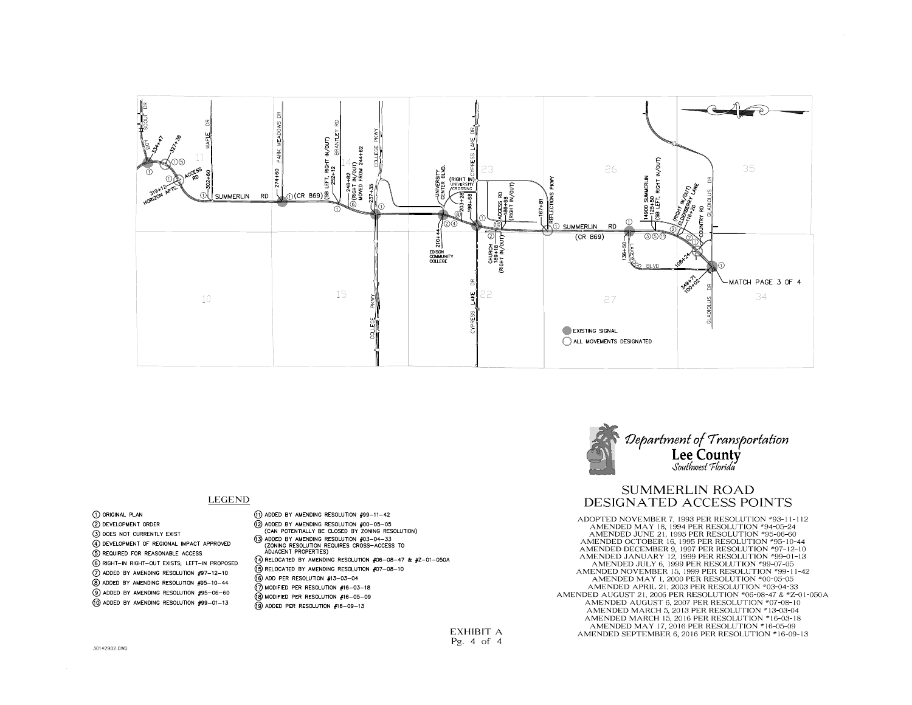START

SCOUT DR
BOY
334+47
327+38
11
MAPLE DR
ACCESS RD
319+12 HORIZON APTS.
302+60
SUMMERLIN RD
PARK MEADOWS DR
274+60
(CR 869)
(SB LEFT, RIGHT IN/OUT) 252+12
BRANTLEY RD
14
248+82 (RIGHT IN/OUT) MOVED FROM 244+62
COLLEGE PKWY
237+35
UNIVERSITY CENTER BLVD.
(RIGHT IN) UNIVERSITY CROSSING
203+28
196+68
CYPRESS LAKE DR
23
ACCESS RD 186+68 (RIGHT IN/OUT)
167+81
REFLECTIONS PKWY
26
SUMMERLIN RD
(CR 869)
14900 SUMMERLIN 125+50 (SB LEFT, RIGHT IN/OUT)
(RIGHT IN/OUT) ELDERBERRY LANE 116+20
COUNTRY RD
GLADIOLUS DR
35
210+44
EDISON COMMUNITY COLLEGE
CHURCH 189+18 (RIGHT IN/OUT)
136+50
LAKEWOOD BLVD
108+24
349+71 100+02
MATCH PAGE 3 OF 4
10
15
COLLEGE PKWY
CYPRESS LAKE DR
22
27
34
GLADIOLUS DR

EXISTING SIGNAL

ALL MOVEMENTS DESIGNATED

## LEGEND

1. ORIGINAL PLAN
2. DEVELOPMENT ORDER
3. DOES NOT CURRENTLY EXIST
4. DEVELOPMENT OF REGIONAL IMPACT APPROVED
5. REQUIRED FOR REASONABLE ACCESS
6. RIGHT-IN RIGHT-OUT EXISTS; LEFT-IN PROPOSED
7. ADDED BY AMENDING RESOLUTION #97-12-10
8. ADDED BY AMENDING RESOLUTION #95-10-44
9. ADDED BY AMENDING RESOLUTION #95-06-60
10. ADDED BY AMENDING RESOLUTION #99-01-13
11. ADDED BY AMENDING RESOLUTION #99-11-42
12. ADDED BY AMENDING RESOLUTION #00-05-05 (CAN POTENTIALLY BE CLOSED BY ZONING RESOLUTION)
13. ADDED BY AMENDING RESOLUTION #03-04-33 (ZONING RESOLUTION REQUIRES CROSS-ACCESS TO ADJACENT PROPERTIES)
14. RELOCATED BY AMENDING RESOLUTION #06-08-47 & #Z-01-050A
15. RELOCATED BY AMENDING RESOLUTION #07-08-10
16. ADD PER RESOLUTION #13-03-04
17. MODIFIED PER RESOLUTION #16-03-18
18. MODIFIED PER RESOLUTION #16-05-09
19. ADDED PER RESOLUTION #16-09-13

*Department of Transportation*
**Lee County**
*Southwest Florida*

# SUMMERLIN ROAD DESIGNATED ACCESS POINTS

ADOPTED NOVEMBER 7, 1993 PER RESOLUTION #93-11-112
AMENDED MAY 18, 1994 PER RESOLUTION #94-05-24
AMENDED JUNE 21, 1995 PER RESOLUTION #95-06-60
AMENDED OCTOBER 16, 1995 PER RESOLUTION #95-10-44
AMENDED DECEMBER 9, 1997 PER RESOLUTION #97-12-10
AMENDED JANUARY 12, 1999 PER RESOLUTION #99-01-13
AMENDED JULY 6, 1999 PER RESOLUTION #99-07-05
AMENDED NOVEMBER 15, 1999 PER RESOLUTION #99-11-42
AMENDED MAY 1, 2000 PER RESOLUTION #00-05-05
AMENDED APRIL 21, 2003 PER RESOLUTION #03-04-33
AMENDED AUGUST 21, 2006 PER RESOLUTION #06-08-47 & #Z-01-050A
AMENDED AUGUST 6, 2007 PER RESOLUTION #07-08-10
AMENDED MARCH 5, 2013 PER RESOLUTION #13-03-04
AMENDED MARCH 15, 2016 PER RESOLUTION #16-03-18
AMENDED MAY 17, 2016 PER RESOLUTION #16-05-09
AMENDED SEPTEMBER 6, 2016 PER RESOLUTION #16-09-13

EXHIBIT A
Pg. 4 of 4

30142902.DWG